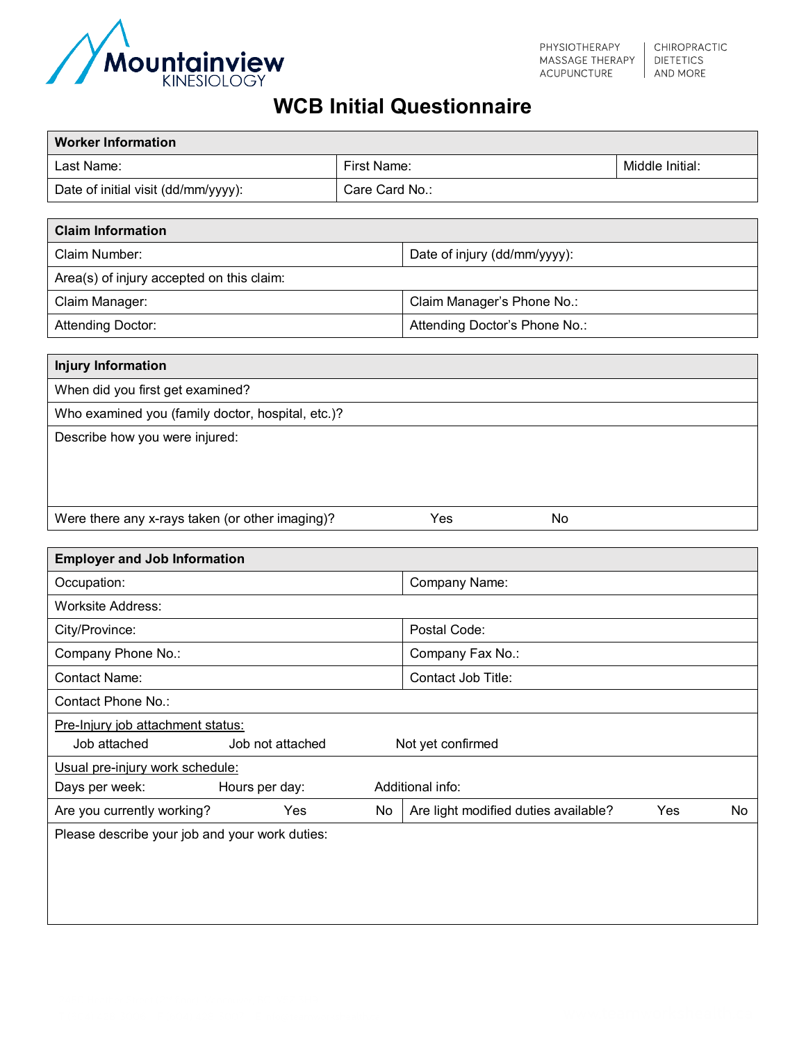Mountainview KINESIOLOGY

PHYSIOTHERAPY
MASSAGE THERAPY
ACUPUNCTURE

CHIROPRACTIC
DIETETICS
AND MORE

# WCB Initial Questionnaire

| **Worker Information** | | |
|---|---|---|
| Last Name: | First Name: | Middle Initial: |
| Date of initial visit (dd/mm/yyyy): | Care Card No.: | |

| **Claim Information** | |
|---|---|
| Claim Number: | Date of injury (dd/mm/yyyy): |
| Area(s) of injury accepted on this claim: | |
| Claim Manager: | Claim Manager's Phone No.: |
| Attending Doctor: | Attending Doctor's Phone No.: |

| **Injury Information** | | |
|---|---|---|
| When did you first get examined? | | |
| Who examined you (family doctor, hospital, etc.)? | | |
| Describe how you were injured: | | |
| Were there any x-rays taken (or other imaging)? | Yes | No |

| **Employer and Job Information** | | | | | |
|---|---|---|---|---|---|
| Occupation: | | | Company Name: | | |
| Worksite Address: | | | | | |
| City/Province: | | | Postal Code: | | |
| Company Phone No.: | | | Company Fax No.: | | |
| Contact Name: | | | Contact Job Title: | | |
| Contact Phone No.: | | | | | |
| Pre-Injury job attachment status: Job attached / Job not attached / Not yet confirmed | | | | | |
| Usual pre-injury work schedule: Days per week: / Hours per day: / Additional info: | | | | | |
| Are you currently working? | Yes | No | Are light modified duties available? | Yes | No |
| Please describe your job and your work duties: | | | | | |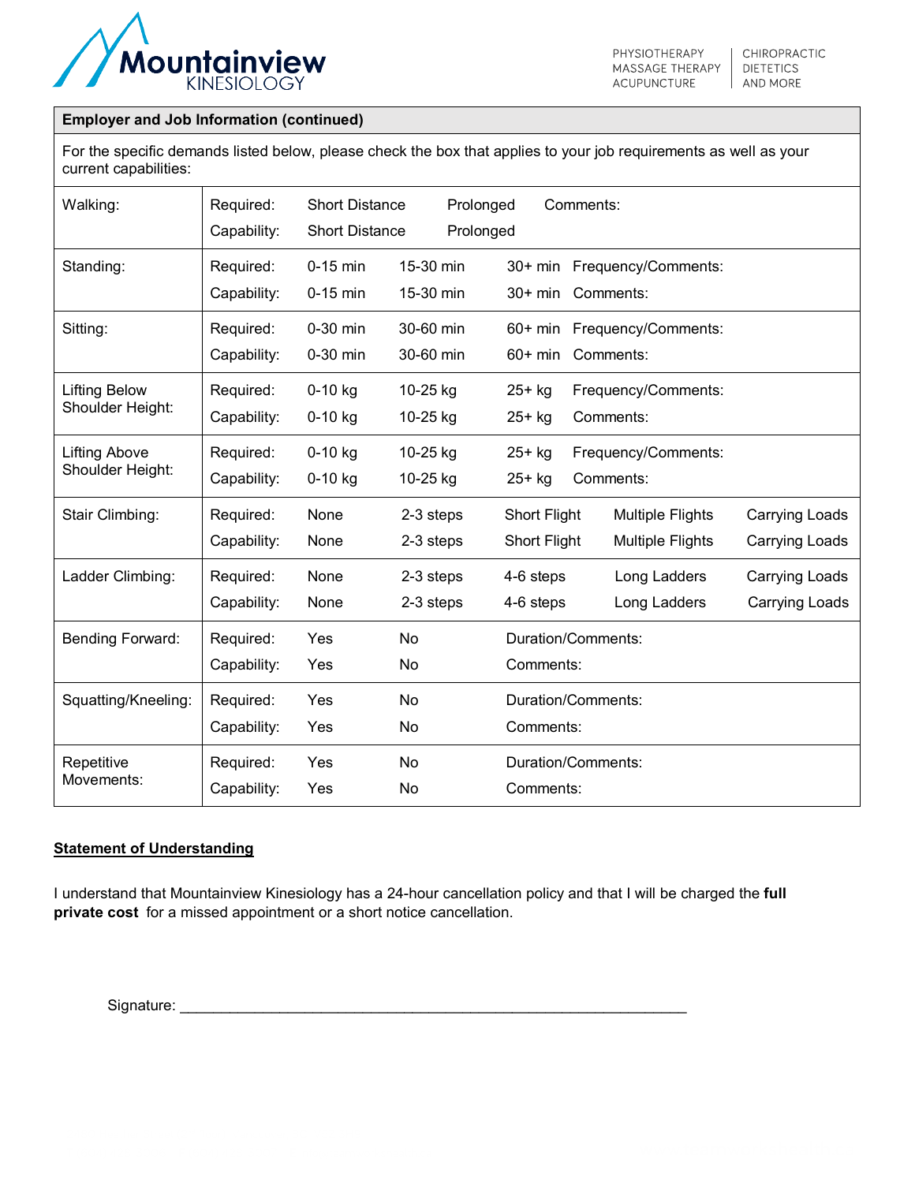| Employer and Job Information (continued) | | | | | | |
|---|---|---|---|---|---|---|
| For the specific demands listed below, please check the box that applies to your job requirements as well as your current capabilities: | | | | | | |
| Walking: | Required: | Short Distance | | Prolonged | Comments: | |
| | Capability: | Short Distance | | Prolonged | | |
| Standing: | Required: | 0-15 min | 15-30 min | 30+ min | Frequency/Comments: | |
| | Capability: | 0-15 min | 15-30 min | 30+ min | Comments: | |
| Sitting: | Required: | 0-30 min | 30-60 min | 60+ min | Frequency/Comments: | |
| | Capability: | 0-30 min | 30-60 min | 60+ min | Comments: | |
| Lifting Below Shoulder Height: | Required: | 0-10 kg | 10-25 kg | 25+ kg | Frequency/Comments: | |
| | Capability: | 0-10 kg | 10-25 kg | 25+ kg | Comments: | |
| Lifting Above Shoulder Height: | Required: | 0-10 kg | 10-25 kg | 25+ kg | Frequency/Comments: | |
| | Capability: | 0-10 kg | 10-25 kg | 25+ kg | Comments: | |
| Stair Climbing: | Required: | None | 2-3 steps | Short Flight | Multiple Flights | Carrying Loads |
| | Capability: | None | 2-3 steps | Short Flight | Multiple Flights | Carrying Loads |
| Ladder Climbing: | Required: | None | 2-3 steps | 4-6 steps | Long Ladders | Carrying Loads |
| | Capability: | None | 2-3 steps | 4-6 steps | Long Ladders | Carrying Loads |
| Bending Forward: | Required: | Yes | No | Duration/Comments: | | |
| | Capability: | Yes | No | Comments: | | |
| Squatting/Kneeling: | Required: | Yes | No | Duration/Comments: | | |
| | Capability: | Yes | No | Comments: | | |
| Repetitive Movements: | Required: | Yes | No | Duration/Comments: | | |
| | Capability: | Yes | No | Comments: | | |

**Statement of Understanding**

I understand that Mountainview Kinesiology has a 24-hour cancellation policy and that I will be charged the **full private cost** for a missed appointment or a short notice cancellation.

Signature: ___________________________________________________________